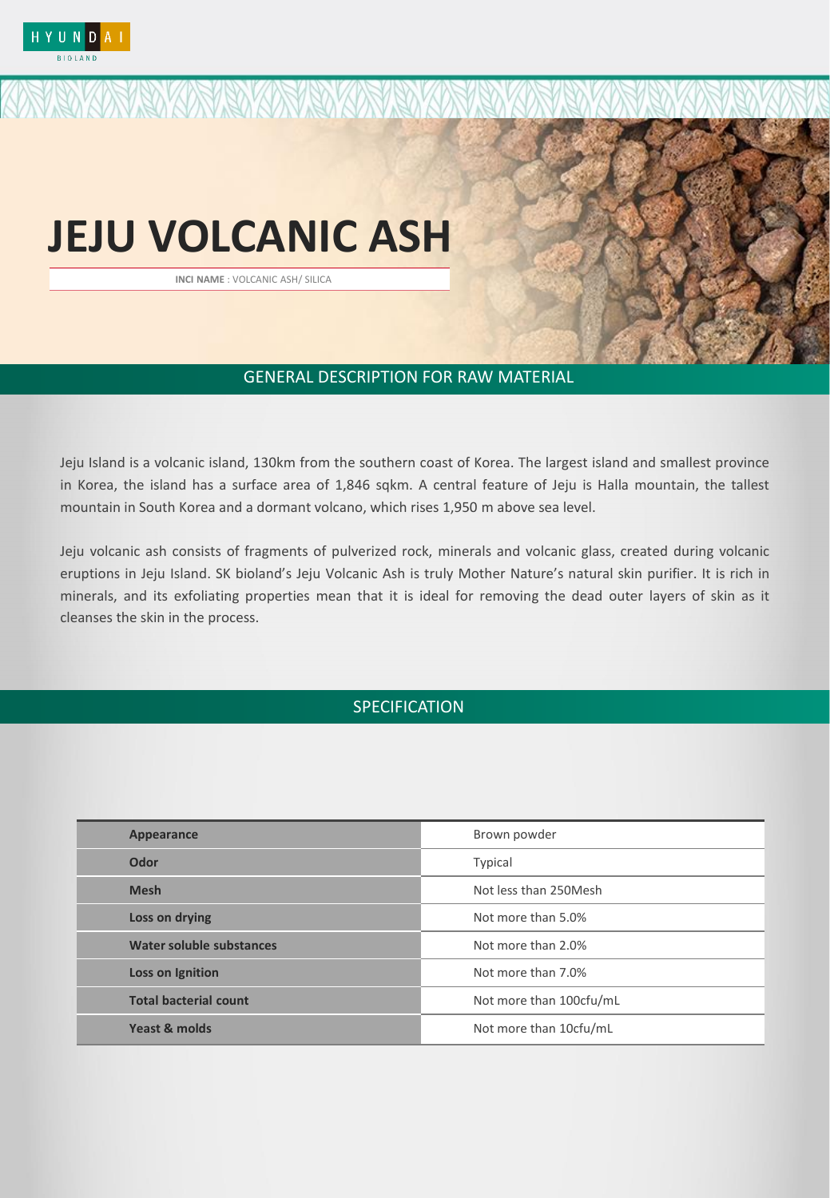HYUNDAI BIOLAND

# JEJU VOLCANIC ASH

**INCI NAME** : VOLCANIC ASH/ SILICA

## GENERAL DESCRIPTION FOR RAW MATERIAL

Jeju Island is a volcanic island, 130km from the southern coast of Korea. The largest island and smallest province in Korea, the island has a surface area of 1,846 sqkm. A central feature of Jeju is Halla mountain, the tallest mountain in South Korea and a dormant volcano, which rises 1,950 m above sea level.

Jeju volcanic ash consists of fragments of pulverized rock, minerals and volcanic glass, created during volcanic eruptions in Jeju Island. SK bioland's Jeju Volcanic Ash is truly Mother Nature's natural skin purifier. It is rich in minerals, and its exfoliating properties mean that it is ideal for removing the dead outer layers of skin as it cleanses the skin in the process.

## SPECIFICATION

| | |
|---|---|
| **Appearance** | Brown powder |
| **Odor** | Typical |
| **Mesh** | Not less than 250Mesh |
| **Loss on drying** | Not more than 5.0% |
| **Water soluble substances** | Not more than 2.0% |
| **Loss on Ignition** | Not more than 7.0% |
| **Total bacterial count** | Not more than 100cfu/mL |
| **Yeast & molds** | Not more than 10cfu/mL |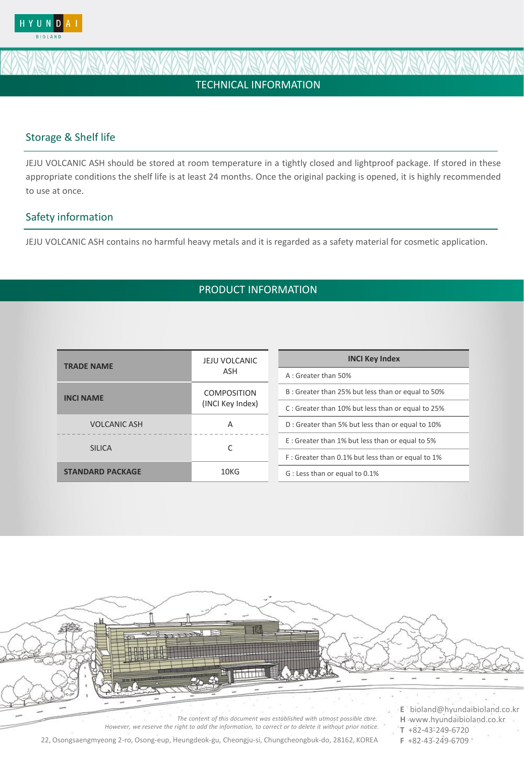## TECHNICAL INFORMATION

### Storage & Shelf life

JEJU VOLCANIC ASH should be stored at room temperature in a tightly closed and lightproof package. If stored in these appropriate conditions the shelf life is at least 24 months. Once the original packing is opened, it is highly recommended to use at once.

### Safety information

JEJU VOLCANIC ASH contains no harmful heavy metals and it is regarded as a safety material for cosmetic application.

## PRODUCT INFORMATION

| | |
|---|---|
| **TRADE NAME** | JEJU VOLCANIC ASH |
| **INCI NAME** | COMPOSITION (INCI Key Index) |
| VOLCANIC ASH | A |
| SILICA | C |
| **STANDARD PACKAGE** | 10KG |

| **INCI Key Index** |
|---|
| A : Greater than 50% |
| B : Greater than 25% but less than or equal to 50% |
| C : Greater than 10% but less than or equal to 25% |
| D : Greater than 5% but less than or equal to 10% |
| E : Greater than 1% but less than or equal to 5% |
| F : Greater than 0.1% but less than or equal to 1% |
| G : Less than or equal to 0.1% |

*The content of this document was established with utmost possible care. However, we reserve the right to add the information, to correct or to delete it without prior notice.*

22, Osongsaengmyeong 2-ro, Osong-eup, Heungdeok-gu, Cheongju-si, Chungcheongbuk-do, 28162, KOREA

**E** bioland@hyundaibioland.co.kr
**H** www.hyundaibioland.co.kr
**T** +82-43-249-6720
**F** +82-43-249-6709